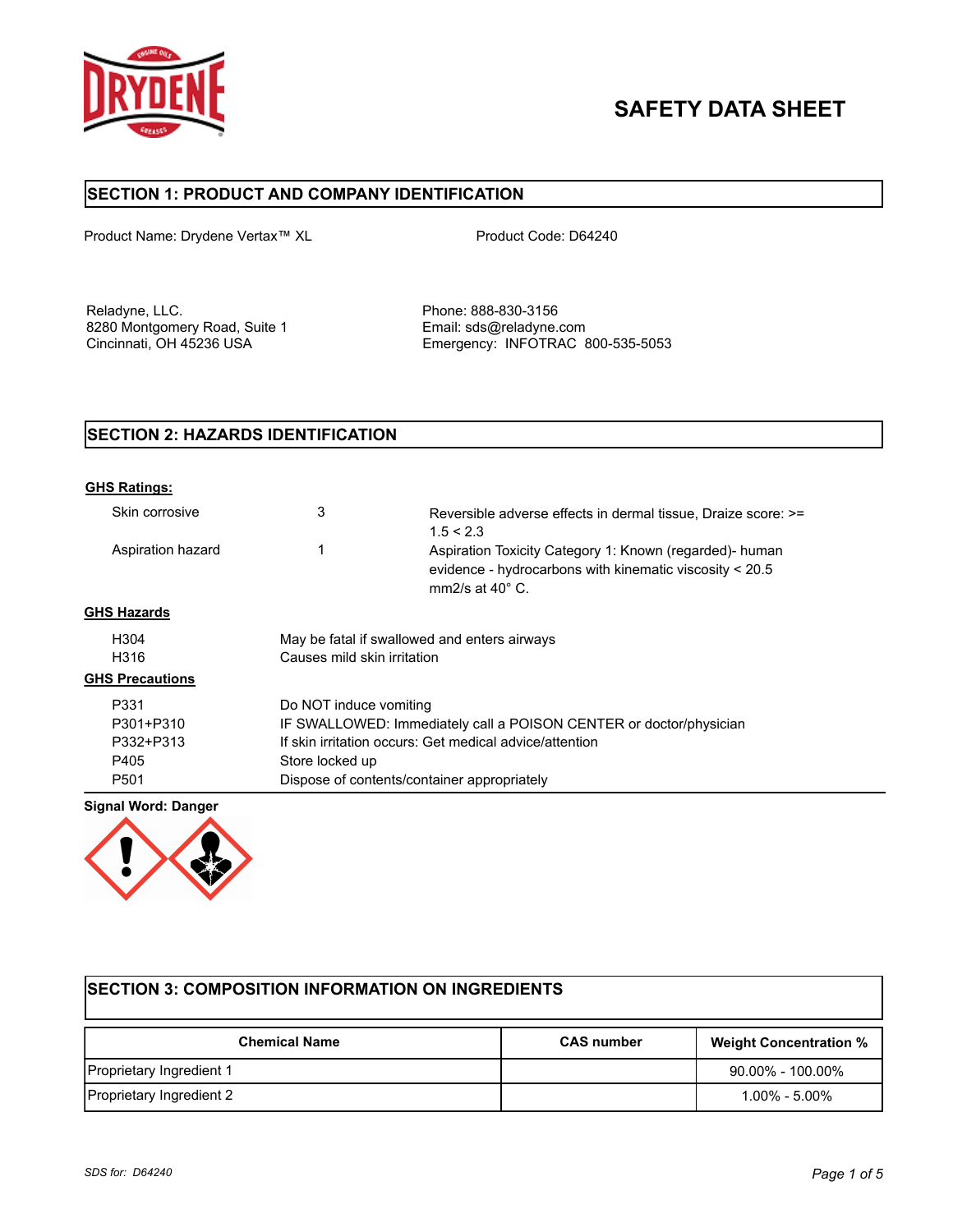# SAFETY DATA SHEET

## SECTION 1: PRODUCT AND COMPANY IDENTIFICATION

Product Name: Drydene Vertax™ XL

Product Code: D64240

Reladyne, LLC.
8280 Montgomery Road, Suite 1
Cincinnati, OH 45236 USA

Phone: 888-830-3156
Email: sds@reladyne.com
Emergency: INFOTRAC 800-535-5053

## SECTION 2: HAZARDS IDENTIFICATION

**GHS Ratings:**

| | | |
|---|---|---|
| Skin corrosive | 3 | Reversible adverse effects in dermal tissue, Draize score: >= 1.5 < 2.3 |
| Aspiration hazard | 1 | Aspiration Toxicity Category 1: Known (regarded)- human evidence - hydrocarbons with kinematic viscosity < 20.5 mm2/s at 40° C. |

**GHS Hazards**

| | |
|---|---|
| H304 | May be fatal if swallowed and enters airways |
| H316 | Causes mild skin irritation |

**GHS Precautions**

| | |
|---|---|
| P331 | Do NOT induce vomiting |
| P301+P310 | IF SWALLOWED: Immediately call a POISON CENTER or doctor/physician |
| P332+P313 | If skin irritation occurs: Get medical advice/attention |
| P405 | Store locked up |
| P501 | Dispose of contents/container appropriately |

**Signal Word: Danger**

## SECTION 3: COMPOSITION INFORMATION ON INGREDIENTS

| Chemical Name | CAS number | Weight Concentration % |
|---|---|---|
| Proprietary Ingredient 1 | | 90.00% - 100.00% |
| Proprietary Ingredient 2 | | 1.00% - 5.00% |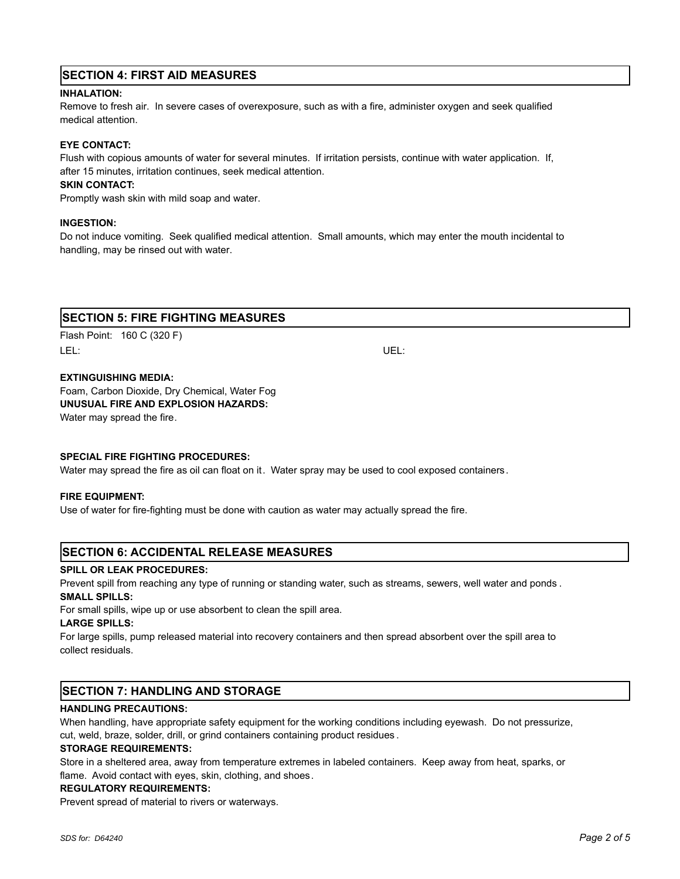## SECTION 4: FIRST AID MEASURES

**INHALATION:**

Remove to fresh air. In severe cases of overexposure, such as with a fire, administer oxygen and seek qualified medical attention.

**EYE CONTACT:**

Flush with copious amounts of water for several minutes. If irritation persists, continue with water application. If, after 15 minutes, irritation continues, seek medical attention.

**SKIN CONTACT:**

Promptly wash skin with mild soap and water.

**INGESTION:**

Do not induce vomiting. Seek qualified medical attention. Small amounts, which may enter the mouth incidental to handling, may be rinsed out with water.

## SECTION 5: FIRE FIGHTING MEASURES

Flash Point: 160 C (320 F)

LEL:

UEL:

**EXTINGUISHING MEDIA:**

Foam, Carbon Dioxide, Dry Chemical, Water Fog

**UNUSUAL FIRE AND EXPLOSION HAZARDS:**

Water may spread the fire.

**SPECIAL FIRE FIGHTING PROCEDURES:**

Water may spread the fire as oil can float on it. Water spray may be used to cool exposed containers.

**FIRE EQUIPMENT:**

Use of water for fire-fighting must be done with caution as water may actually spread the fire.

## SECTION 6: ACCIDENTAL RELEASE MEASURES

**SPILL OR LEAK PROCEDURES:**

Prevent spill from reaching any type of running or standing water, such as streams, sewers, well water and ponds.

**SMALL SPILLS:**

For small spills, wipe up or use absorbent to clean the spill area.

**LARGE SPILLS:**

For large spills, pump released material into recovery containers and then spread absorbent over the spill area to collect residuals.

## SECTION 7: HANDLING AND STORAGE

**HANDLING PRECAUTIONS:**

When handling, have appropriate safety equipment for the working conditions including eyewash. Do not pressurize, cut, weld, braze, solder, drill, or grind containers containing product residues.

**STORAGE REQUIREMENTS:**

Store in a sheltered area, away from temperature extremes in labeled containers. Keep away from heat, sparks, or flame. Avoid contact with eyes, skin, clothing, and shoes.

**REGULATORY REQUIREMENTS:**

Prevent spread of material to rivers or waterways.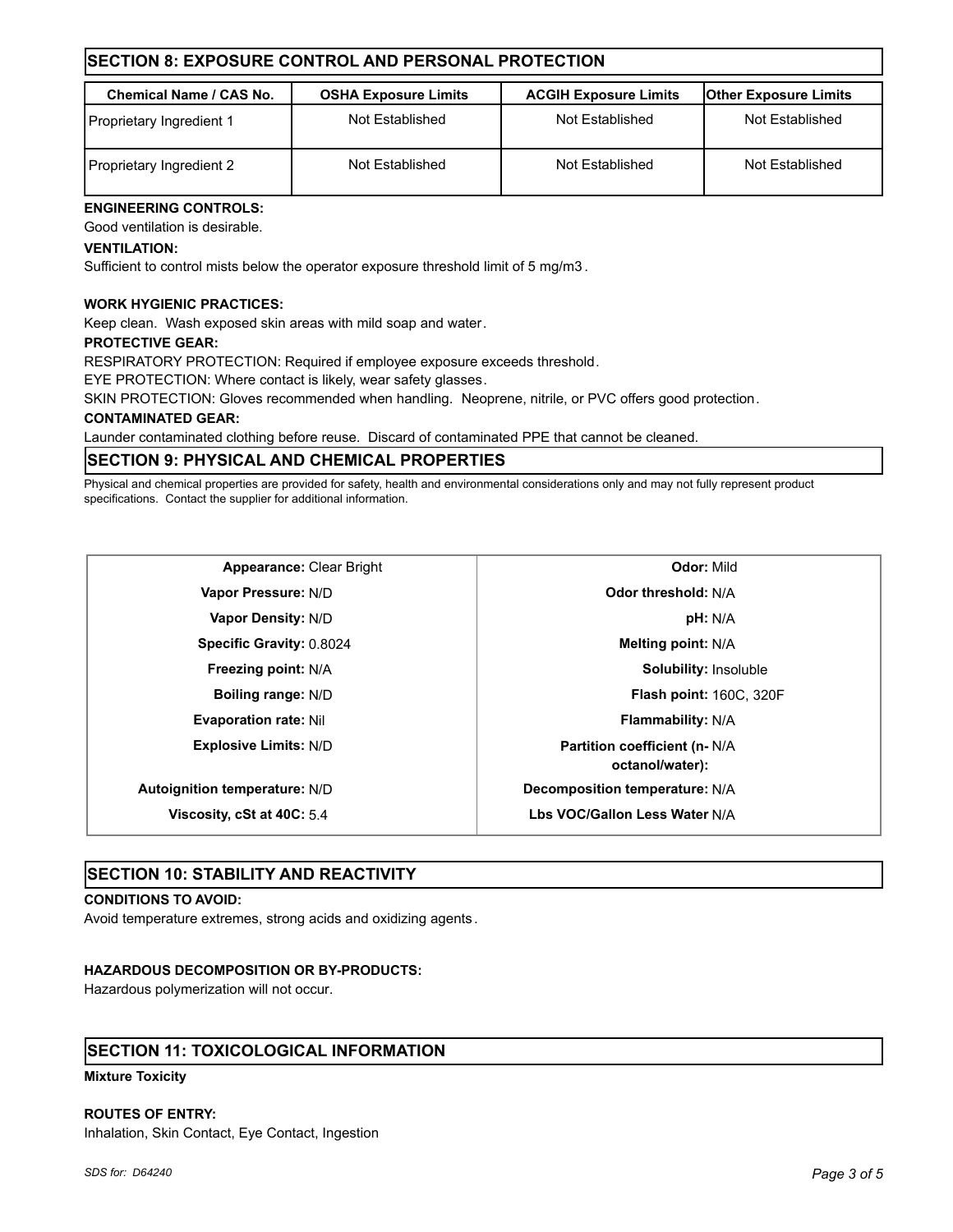## SECTION 8: EXPOSURE CONTROL AND PERSONAL PROTECTION

| Chemical Name / CAS No. | OSHA Exposure Limits | ACGIH Exposure Limits | Other Exposure Limits |
|---|---|---|---|
| Proprietary Ingredient 1 | Not Established | Not Established | Not Established |
| Proprietary Ingredient 2 | Not Established | Not Established | Not Established |

**ENGINEERING CONTROLS:**

Good ventilation is desirable.

**VENTILATION:**

Sufficient to control mists below the operator exposure threshold limit of 5 mg/m3 .

**WORK HYGIENIC PRACTICES:**

Keep clean. Wash exposed skin areas with mild soap and water.

**PROTECTIVE GEAR:**

RESPIRATORY PROTECTION: Required if employee exposure exceeds threshold.

EYE PROTECTION: Where contact is likely, wear safety glasses.

SKIN PROTECTION: Gloves recommended when handling. Neoprene, nitrile, or PVC offers good protection.

**CONTAMINATED GEAR:**

Launder contaminated clothing before reuse. Discard of contaminated PPE that cannot be cleaned.

## SECTION 9: PHYSICAL AND CHEMICAL PROPERTIES

Physical and chemical properties are provided for safety, health and environmental considerations only and may not fully represent product specifications. Contact the supplier for additional information.

| Property | Value | Property | Value |
|---|---|---|---|
| **Appearance:** | Clear Bright | **Odor:** | Mild |
| **Vapor Pressure:** | N/D | **Odor threshold:** | N/A |
| **Vapor Density:** | N/D | **pH:** | N/A |
| **Specific Gravity:** | 0.8024 | **Melting point:** | N/A |
| **Freezing point:** | N/A | **Solubility:** | Insoluble |
| **Boiling range:** | N/D | **Flash point:** | 160C, 320F |
| **Evaporation rate:** | Nil | **Flammability:** | N/A |
| **Explosive Limits:** | N/D | **Partition coefficient (n-octanol/water):** | N/A |
| **Autoignition temperature:** | N/D | **Decomposition temperature:** | N/A |
| **Viscosity, cSt at 40C:** | 5.4 | **Lbs VOC/Gallon Less Water** | N/A |

## SECTION 10: STABILITY AND REACTIVITY

**CONDITIONS TO AVOID:**

Avoid temperature extremes, strong acids and oxidizing agents.

**HAZARDOUS DECOMPOSITION OR BY-PRODUCTS:**

Hazardous polymerization will not occur.

## SECTION 11: TOXICOLOGICAL INFORMATION

**Mixture Toxicity**

**ROUTES OF ENTRY:**

Inhalation, Skin Contact, Eye Contact, Ingestion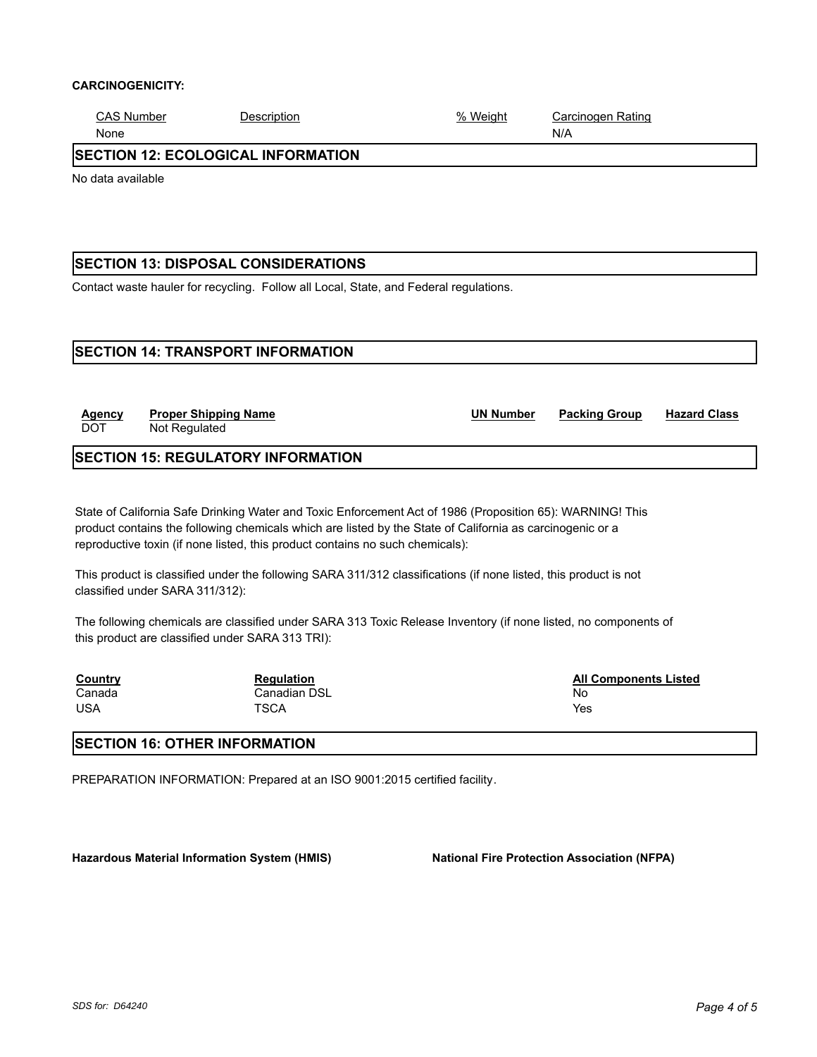**CARCINOGENICITY:**

| CAS Number | Description | % Weight | Carcinogen Rating |
|---|---|---|---|
| None | | | N/A |

## SECTION 12: ECOLOGICAL INFORMATION

No data available

## SECTION 13: DISPOSAL CONSIDERATIONS

Contact waste hauler for recycling. Follow all Local, State, and Federal regulations.

## SECTION 14: TRANSPORT INFORMATION

| Agency | Proper Shipping Name | UN Number | Packing Group | Hazard Class |
|---|---|---|---|---|
| DOT | Not Regulated | | | |

## SECTION 15: REGULATORY INFORMATION

State of California Safe Drinking Water and Toxic Enforcement Act of 1986 (Proposition 65): WARNING! This product contains the following chemicals which are listed by the State of California as carcinogenic or a reproductive toxin (if none listed, this product contains no such chemicals):

This product is classified under the following SARA 311/312 classifications (if none listed, this product is not classified under SARA 311/312):

The following chemicals are classified under SARA 313 Toxic Release Inventory (if none listed, no components of this product are classified under SARA 313 TRI):

| Country | Regulation | All Components Listed |
|---|---|---|
| Canada | Canadian DSL | No |
| USA | TSCA | Yes |

## SECTION 16: OTHER INFORMATION

PREPARATION INFORMATION: Prepared at an ISO 9001:2015 certified facility.

**Hazardous Material Information System (HMIS)**

**National Fire Protection Association (NFPA)**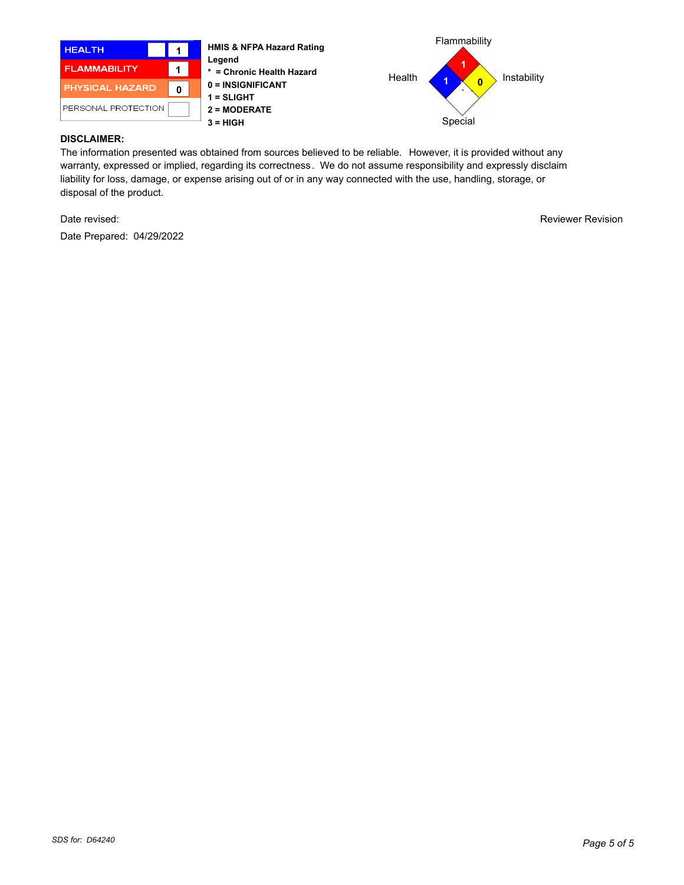| | |
|---|---|
| HEALTH | 1 |
| FLAMMABILITY | 1 |
| PHYSICAL HAZARD | 0 |
| PERSONAL PROTECTION | |

**HMIS & NFPA Hazard Rating Legend**
**\* = Chronic Health Hazard**
**0 = INSIGNIFICANT**
**1 = SLIGHT**
**2 = MODERATE**
**3 = HIGH**

Flammability
1
Health
1
Instability
0
Special

**DISCLAIMER:**

The information presented was obtained from sources believed to be reliable. However, it is provided without any warranty, expressed or implied, regarding its correctness. We do not assume responsibility and expressly disclaim liability for loss, damage, or expense arising out of or in any way connected with the use, handling, storage, or disposal of the product.

Date revised:

Reviewer Revision

Date Prepared: 04/29/2022